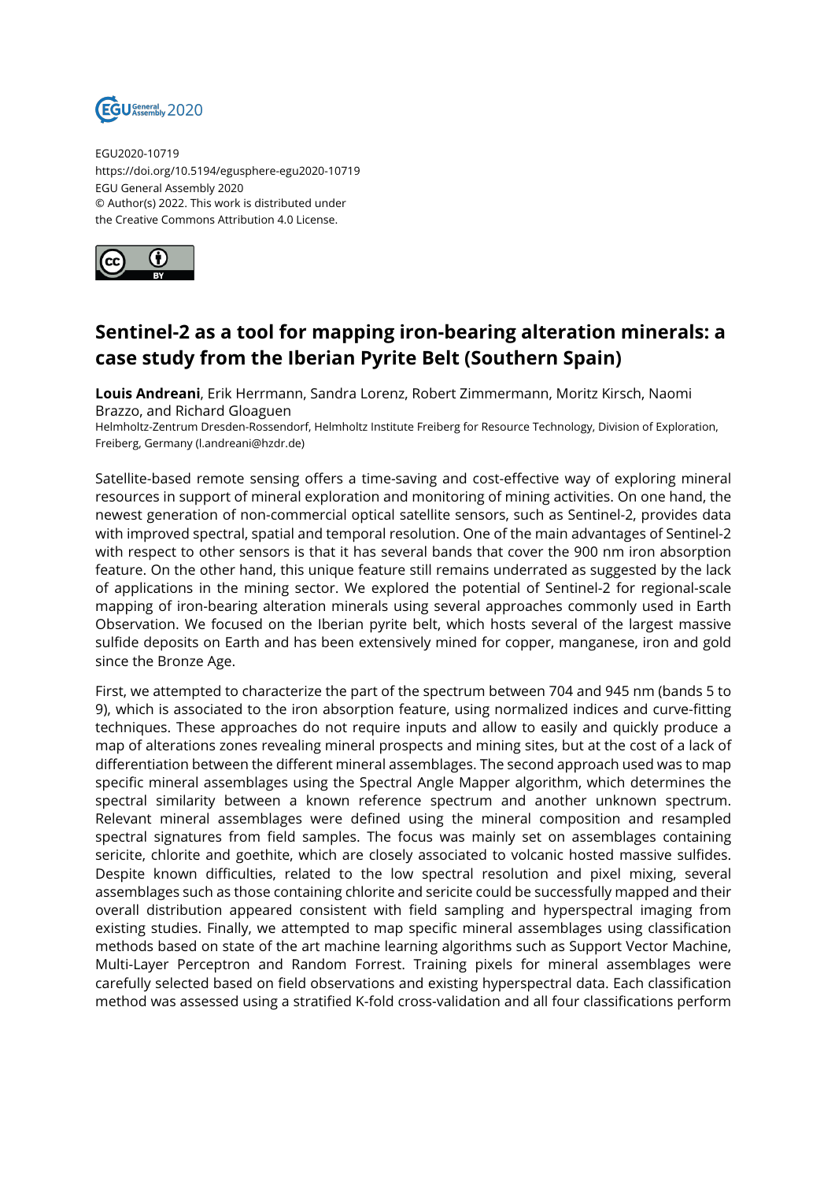EGU2020-10719
https://doi.org/10.5194/egusphere-egu2020-10719
EGU General Assembly 2020
© Author(s) 2022. This work is distributed under
the Creative Commons Attribution 4.0 License.

# Sentinel-2 as a tool for mapping iron-bearing alteration minerals: a case study from the Iberian Pyrite Belt (Southern Spain)

**Louis Andreani**, Erik Herrmann, Sandra Lorenz, Robert Zimmermann, Moritz Kirsch, Naomi Brazzo, and Richard Gloaguen

Helmholtz-Zentrum Dresden-Rossendorf, Helmholtz Institute Freiberg for Resource Technology, Division of Exploration, Freiberg, Germany (l.andreani@hzdr.de)

Satellite-based remote sensing offers a time-saving and cost-effective way of exploring mineral resources in support of mineral exploration and monitoring of mining activities. On one hand, the newest generation of non-commercial optical satellite sensors, such as Sentinel-2, provides data with improved spectral, spatial and temporal resolution. One of the main advantages of Sentinel-2 with respect to other sensors is that it has several bands that cover the 900 nm iron absorption feature. On the other hand, this unique feature still remains underrated as suggested by the lack of applications in the mining sector. We explored the potential of Sentinel-2 for regional-scale mapping of iron-bearing alteration minerals using several approaches commonly used in Earth Observation. We focused on the Iberian pyrite belt, which hosts several of the largest massive sulfide deposits on Earth and has been extensively mined for copper, manganese, iron and gold since the Bronze Age.

First, we attempted to characterize the part of the spectrum between 704 and 945 nm (bands 5 to 9), which is associated to the iron absorption feature, using normalized indices and curve-fitting techniques. These approaches do not require inputs and allow to easily and quickly produce a map of alterations zones revealing mineral prospects and mining sites, but at the cost of a lack of differentiation between the different mineral assemblages. The second approach used was to map specific mineral assemblages using the Spectral Angle Mapper algorithm, which determines the spectral similarity between a known reference spectrum and another unknown spectrum. Relevant mineral assemblages were defined using the mineral composition and resampled spectral signatures from field samples. The focus was mainly set on assemblages containing sericite, chlorite and goethite, which are closely associated to volcanic hosted massive sulfides. Despite known difficulties, related to the low spectral resolution and pixel mixing, several assemblages such as those containing chlorite and sericite could be successfully mapped and their overall distribution appeared consistent with field sampling and hyperspectral imaging from existing studies. Finally, we attempted to map specific mineral assemblages using classification methods based on state of the art machine learning algorithms such as Support Vector Machine, Multi-Layer Perceptron and Random Forrest. Training pixels for mineral assemblages were carefully selected based on field observations and existing hyperspectral data. Each classification method was assessed using a stratified K-fold cross-validation and all four classifications perform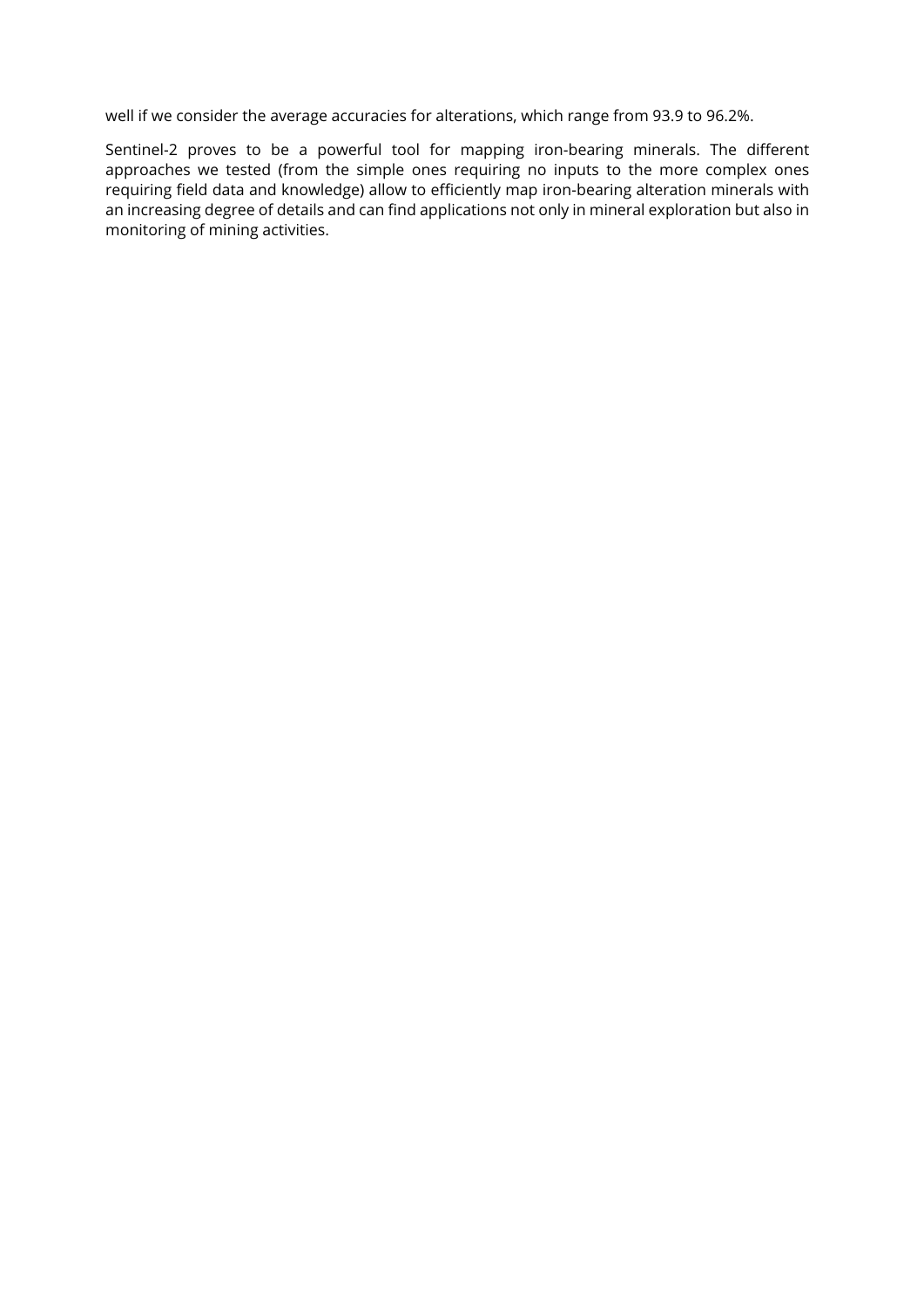well if we consider the average accuracies for alterations, which range from 93.9 to 96.2%.

Sentinel-2 proves to be a powerful tool for mapping iron-bearing minerals. The different approaches we tested (from the simple ones requiring no inputs to the more complex ones requiring field data and knowledge) allow to efficiently map iron-bearing alteration minerals with an increasing degree of details and can find applications not only in mineral exploration but also in monitoring of mining activities.